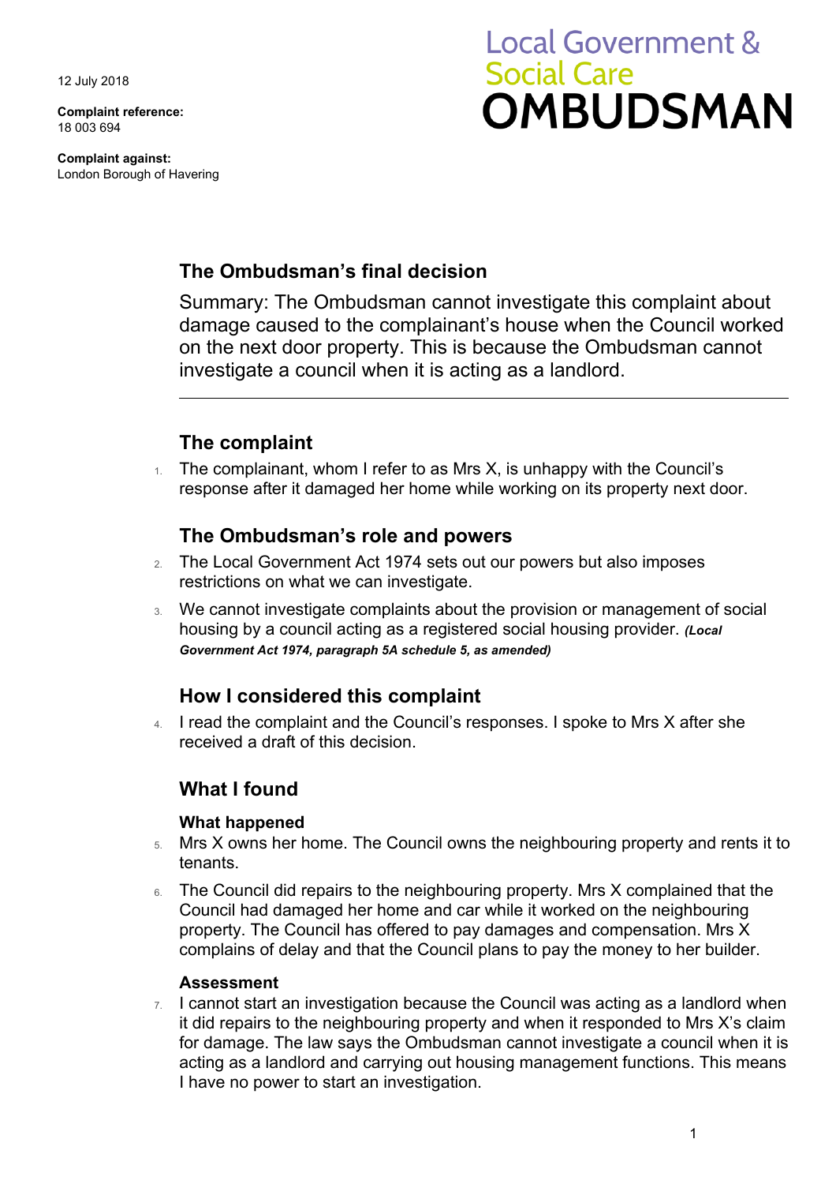12 July 2018

**Complaint reference:**
18 003 694

**Complaint against:**
London Borough of Havering

Local Government & Social Care
# OMBUDSMAN

## The Ombudsman's final decision

Summary: The Ombudsman cannot investigate this complaint about damage caused to the complainant's house when the Council worked on the next door property. This is because the Ombudsman cannot investigate a council when it is acting as a landlord.

---

## The complaint

1. The complainant, whom I refer to as Mrs X, is unhappy with the Council's response after it damaged her home while working on its property next door.

## The Ombudsman's role and powers

2. The Local Government Act 1974 sets out our powers but also imposes restrictions on what we can investigate.
3. We cannot investigate complaints about the provision or management of social housing by a council acting as a registered social housing provider. ***(Local Government Act 1974, paragraph 5A schedule 5, as amended)***

## How I considered this complaint

4. I read the complaint and the Council's responses. I spoke to Mrs X after she received a draft of this decision.

## What I found

### What happened

5. Mrs X owns her home. The Council owns the neighbouring property and rents it to tenants.
6. The Council did repairs to the neighbouring property. Mrs X complained that the Council had damaged her home and car while it worked on the neighbouring property. The Council has offered to pay damages and compensation. Mrs X complains of delay and that the Council plans to pay the money to her builder.

### Assessment

7. I cannot start an investigation because the Council was acting as a landlord when it did repairs to the neighbouring property and when it responded to Mrs X's claim for damage. The law says the Ombudsman cannot investigate a council when it is acting as a landlord and carrying out housing management functions. This means I have no power to start an investigation.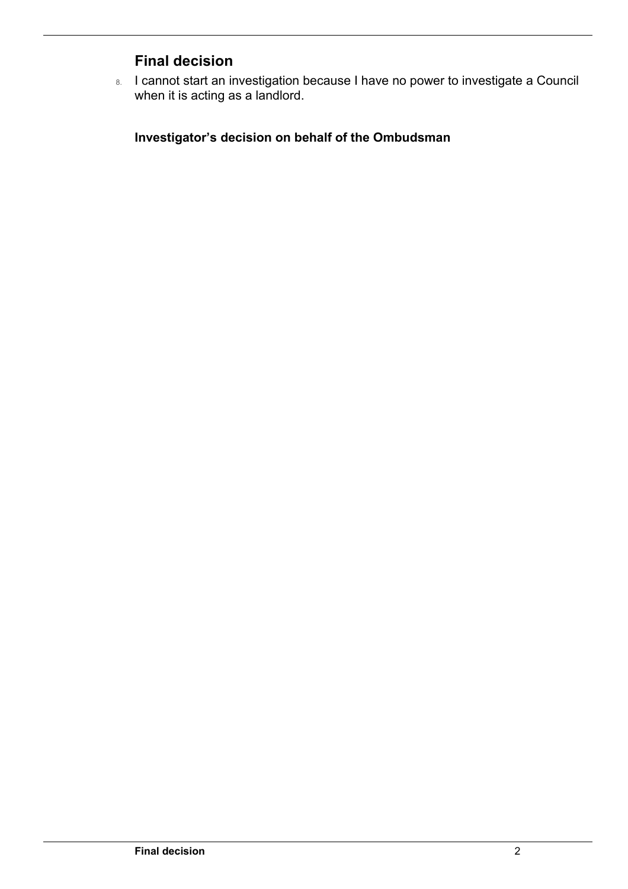## Final decision

8. I cannot start an investigation because I have no power to investigate a Council when it is acting as a landlord.

**Investigator's decision on behalf of the Ombudsman**